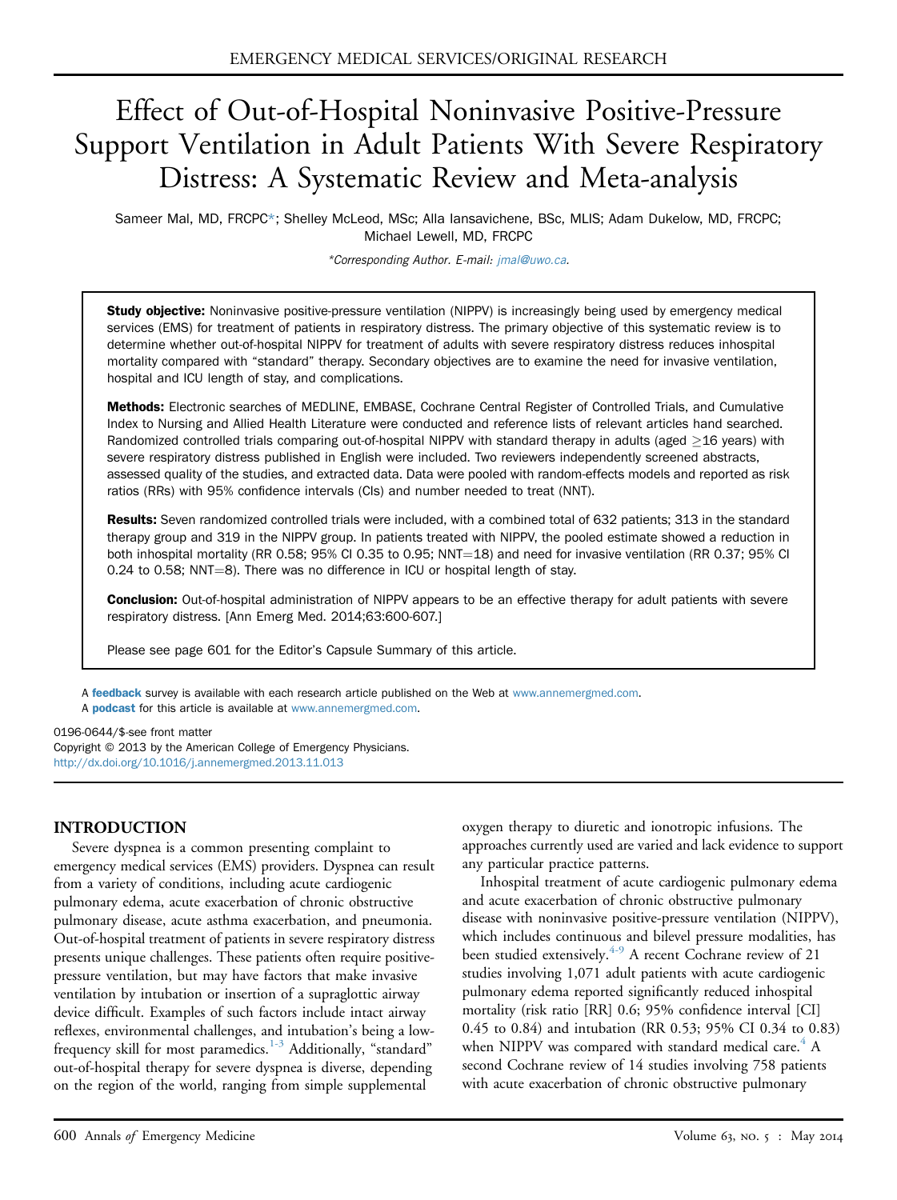# Effect of Out-of-Hospital Noninvasive Positive-Pressure Support Ventilation in Adult Patients With Severe Respiratory Distress: A Systematic Review and Meta-analysis

Sameer Mal, MD, FRCPC*; Shelley McLeod, MSc; Alla Iansavichene, BSc, MLIS; Adam Dukelow, MD, FRCPC; Michael Lewell, MD, FRCPC

*Corresponding Author. E-mail: jmal@uwo.ca.

**Study objective:** Noninvasive positive-pressure ventilation (NIPPV) is increasingly being used by emergency medical services (EMS) for treatment of patients in respiratory distress. The primary objective of this systematic review is to determine whether out-of-hospital NIPPV for treatment of adults with severe respiratory distress reduces inhospital mortality compared with "standard" therapy. Secondary objectives are to examine the need for invasive ventilation, hospital and ICU length of stay, and complications.

**Methods:** Electronic searches of MEDLINE, EMBASE, Cochrane Central Register of Controlled Trials, and Cumulative Index to Nursing and Allied Health Literature were conducted and reference lists of relevant articles hand searched. Randomized controlled trials comparing out-of-hospital NIPPV with standard therapy in adults (aged ≥16 years) with severe respiratory distress published in English were included. Two reviewers independently screened abstracts, assessed quality of the studies, and extracted data. Data were pooled with random-effects models and reported as risk ratios (RRs) with 95% confidence intervals (CIs) and number needed to treat (NNT).

**Results:** Seven randomized controlled trials were included, with a combined total of 632 patients; 313 in the standard therapy group and 319 in the NIPPV group. In patients treated with NIPPV, the pooled estimate showed a reduction in both inhospital mortality (RR 0.58; 95% CI 0.35 to 0.95; NNT=18) and need for invasive ventilation (RR 0.37; 95% CI 0.24 to 0.58; NNT=8). There was no difference in ICU or hospital length of stay.

**Conclusion:** Out-of-hospital administration of NIPPV appears to be an effective therapy for adult patients with severe respiratory distress. [Ann Emerg Med. 2014;63:600-607.]

Please see page 601 for the Editor's Capsule Summary of this article.

A **feedback** survey is available with each research article published on the Web at www.annemergmed.com.
A **podcast** for this article is available at www.annemergmed.com.

0196-0644/$-see front matter
Copyright © 2013 by the American College of Emergency Physicians.
http://dx.doi.org/10.1016/j.annemergmed.2013.11.013

## INTRODUCTION

Severe dyspnea is a common presenting complaint to emergency medical services (EMS) providers. Dyspnea can result from a variety of conditions, including acute cardiogenic pulmonary edema, acute exacerbation of chronic obstructive pulmonary disease, acute asthma exacerbation, and pneumonia. Out-of-hospital treatment of patients in severe respiratory distress presents unique challenges. These patients often require positive-pressure ventilation, but may have factors that make invasive ventilation by intubation or insertion of a supraglottic airway device difficult. Examples of such factors include intact airway reflexes, environmental challenges, and intubation's being a low-frequency skill for most paramedics.[1-3] Additionally, "standard" out-of-hospital therapy for severe dyspnea is diverse, depending on the region of the world, ranging from simple supplemental oxygen therapy to diuretic and ionotropic infusions. The approaches currently used are varied and lack evidence to support any particular practice patterns.

Inhospital treatment of acute cardiogenic pulmonary edema and acute exacerbation of chronic obstructive pulmonary disease with noninvasive positive-pressure ventilation (NIPPV), which includes continuous and bilevel pressure modalities, has been studied extensively.[4-9] A recent Cochrane review of 21 studies involving 1,071 adult patients with acute cardiogenic pulmonary edema reported significantly reduced inhospital mortality (risk ratio [RR] 0.6; 95% confidence interval [CI] 0.45 to 0.84) and intubation (RR 0.53; 95% CI 0.34 to 0.83) when NIPPV was compared with standard medical care.[4] A second Cochrane review of 14 studies involving 758 patients with acute exacerbation of chronic obstructive pulmonary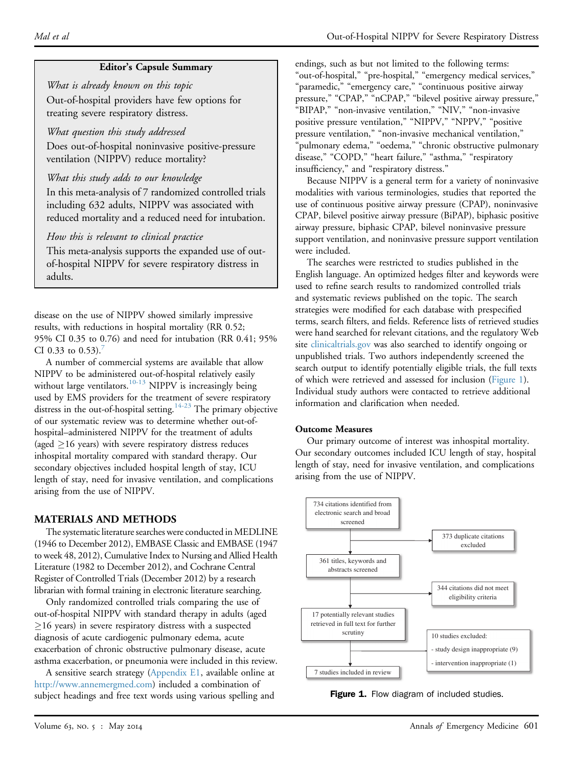**Editor's Capsule Summary**

*What is already known on this topic*

Out-of-hospital providers have few options for treating severe respiratory distress.

*What question this study addressed*

Does out-of-hospital noninvasive positive-pressure ventilation (NIPPV) reduce mortality?

*What this study adds to our knowledge*

In this meta-analysis of 7 randomized controlled trials including 632 adults, NIPPV was associated with reduced mortality and a reduced need for intubation.

*How this is relevant to clinical practice*

This meta-analysis supports the expanded use of out-of-hospital NIPPV for severe respiratory distress in adults.

disease on the use of NIPPV showed similarly impressive results, with reductions in hospital mortality (RR 0.52; 95% CI 0.35 to 0.76) and need for intubation (RR 0.41; 95% CI 0.33 to 0.53).[7]

A number of commercial systems are available that allow NIPPV to be administered out-of-hospital relatively easily without large ventilators.[10-13] NIPPV is increasingly being used by EMS providers for the treatment of severe respiratory distress in the out-of-hospital setting.[14-23] The primary objective of our systematic review was to determine whether out-of-hospital–administered NIPPV for the treatment of adults (aged ≥16 years) with severe respiratory distress reduces inhospital mortality compared with standard therapy. Our secondary objectives included hospital length of stay, ICU length of stay, need for invasive ventilation, and complications arising from the use of NIPPV.

## MATERIALS AND METHODS

The systematic literature searches were conducted in MEDLINE (1946 to December 2012), EMBASE Classic and EMBASE (1947 to week 48, 2012), Cumulative Index to Nursing and Allied Health Literature (1982 to December 2012), and Cochrane Central Register of Controlled Trials (December 2012) by a research librarian with formal training in electronic literature searching.

Only randomized controlled trials comparing the use of out-of-hospital NIPPV with standard therapy in adults (aged ≥16 years) in severe respiratory distress with a suspected diagnosis of acute cardiogenic pulmonary edema, acute exacerbation of chronic obstructive pulmonary disease, acute asthma exacerbation, or pneumonia were included in this review.

A sensitive search strategy (Appendix E1, available online at http://www.annemergmed.com) included a combination of subject headings and free text words using various spelling and endings, such as but not limited to the following terms: "out-of-hospital," "pre-hospital," "emergency medical services," "paramedic," "emergency care," "continuous positive airway pressure," "CPAP," "nCPAP," "bilevel positive airway pressure," "BIPAP," "non-invasive ventilation," "NIV," "non-invasive positive pressure ventilation," "NIPPV," "NPPV," "positive pressure ventilation," "non-invasive mechanical ventilation," "pulmonary edema," "oedema," "chronic obstructive pulmonary disease," "COPD," "heart failure," "asthma," "respiratory insufficiency," and "respiratory distress."

Because NIPPV is a general term for a variety of noninvasive modalities with various terminologies, studies that reported the use of continuous positive airway pressure (CPAP), noninvasive CPAP, bilevel positive airway pressure (BiPAP), biphasic positive airway pressure, biphasic CPAP, bilevel noninvasive pressure support ventilation, and noninvasive pressure support ventilation were included.

The searches were restricted to studies published in the English language. An optimized hedges filter and keywords were used to refine search results to randomized controlled trials and systematic reviews published on the topic. The search strategies were modified for each database with prespecified terms, search filters, and fields. Reference lists of retrieved studies were hand searched for relevant citations, and the regulatory Web site clinicaltrials.gov was also searched to identify ongoing or unpublished trials. Two authors independently screened the search output to identify potentially eligible trials, the full texts of which were retrieved and assessed for inclusion (Figure 1). Individual study authors were contacted to retrieve additional information and clarification when needed.

### Outcome Measures

Our primary outcome of interest was inhospital mortality. Our secondary outcomes included ICU length of stay, hospital length of stay, need for invasive ventilation, and complications arising from the use of NIPPV.

734 citations identified from electronic search and broad screened

373 duplicate citations excluded

361 titles, keywords and abstracts screened

344 citations did not meet eligibility criteria

17 potentially relevant studies retrieved in full text for further scrutiny

10 studies excluded:
- study design inappropriate (9)
- intervention inappropriate (1)

7 studies included in review

**Figure 1.** Flow diagram of included studies.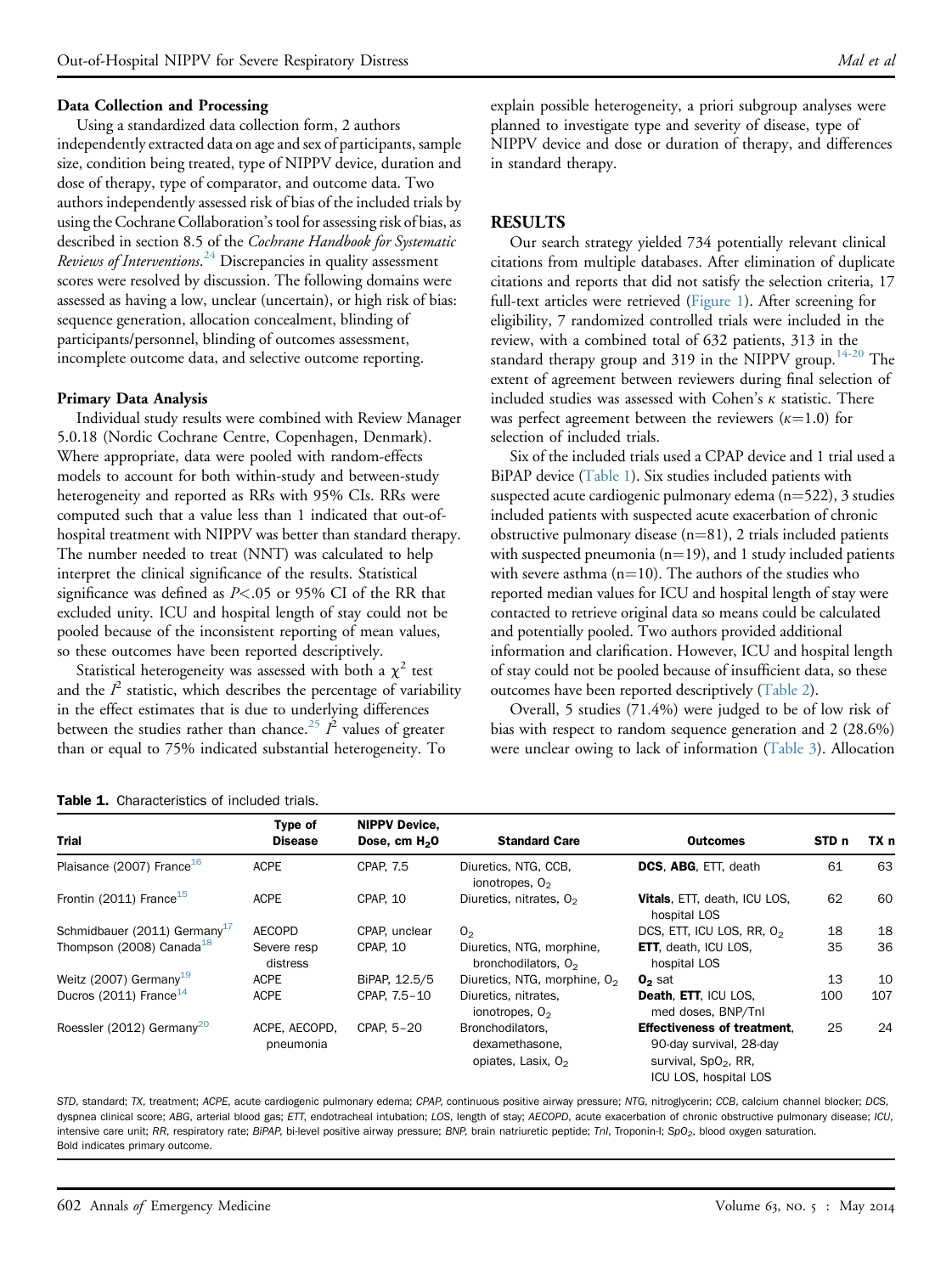#### Data Collection and Processing

Using a standardized data collection form, 2 authors independently extracted data on age and sex of participants, sample size, condition being treated, type of NIPPV device, duration and dose of therapy, type of comparator, and outcome data. Two authors independently assessed risk of bias of the included trials by using the Cochrane Collaboration's tool for assessing risk of bias, as described in section 8.5 of the *Cochrane Handbook for Systematic Reviews of Interventions*.[24] Discrepancies in quality assessment scores were resolved by discussion. The following domains were assessed as having a low, unclear (uncertain), or high risk of bias: sequence generation, allocation concealment, blinding of participants/personnel, blinding of outcomes assessment, incomplete outcome data, and selective outcome reporting.

#### Primary Data Analysis

Individual study results were combined with Review Manager 5.0.18 (Nordic Cochrane Centre, Copenhagen, Denmark). Where appropriate, data were pooled with random-effects models to account for both within-study and between-study heterogeneity and reported as RRs with 95% CIs. RRs were computed such that a value less than 1 indicated that out-of-hospital treatment with NIPPV was better than standard therapy. The number needed to treat (NNT) was calculated to help interpret the clinical significance of the results. Statistical significance was defined as $P<.05$ or 95% CI of the RR that excluded unity. ICU and hospital length of stay could not be pooled because of the inconsistent reporting of mean values, so these outcomes have been reported descriptively.

Statistical heterogeneity was assessed with both a $\chi^2$ test and the $I^2$ statistic, which describes the percentage of variability in the effect estimates that is due to underlying differences between the studies rather than chance.[25] $I^2$ values of greater than or equal to 75% indicated substantial heterogeneity. To explain possible heterogeneity, a priori subgroup analyses were planned to investigate type and severity of disease, type of NIPPV device and dose or duration of therapy, and differences in standard therapy.

## RESULTS

Our search strategy yielded 734 potentially relevant clinical citations from multiple databases. After elimination of duplicate citations and reports that did not satisfy the selection criteria, 17 full-text articles were retrieved (Figure 1). After screening for eligibility, 7 randomized controlled trials were included in the review, with a combined total of 632 patients, 313 in the standard therapy group and 319 in the NIPPV group.[14-20] The extent of agreement between reviewers during final selection of included studies was assessed with Cohen's $\kappa$ statistic. There was perfect agreement between the reviewers ($\kappa$=1.0) for selection of included trials.

Six of the included trials used a CPAP device and 1 trial used a BiPAP device (Table 1). Six studies included patients with suspected acute cardiogenic pulmonary edema (n=522), 3 studies included patients with suspected acute exacerbation of chronic obstructive pulmonary disease (n=81), 2 trials included patients with suspected pneumonia (n=19), and 1 study included patients with severe asthma (n=10). The authors of the studies who reported median values for ICU and hospital length of stay were contacted to retrieve original data so means could be calculated and potentially pooled. Two authors provided additional information and clarification. However, ICU and hospital length of stay could not be pooled because of insufficient data, so these outcomes have been reported descriptively (Table 2).

Overall, 5 studies (71.4%) were judged to be of low risk of bias with respect to random sequence generation and 2 (28.6%) were unclear owing to lack of information (Table 3). Allocation

**Table 1.** Characteristics of included trials.

| Trial | Type of Disease | NIPPV Device, Dose, cm $H_2O$ | Standard Care | Outcomes | STD n | TX n |
|---|---|---|---|---|---|---|
| Plaisance (2007) France[16] | ACPE | CPAP, 7.5 | Diuretics, NTG, CCB, ionotropes, $O_2$ | **DCS**, **ABG**, ETT, death | 61 | 63 |
| Frontin (2011) France[15] | ACPE | CPAP, 10 | Diuretics, nitrates, $O_2$ | **Vitals**, ETT, death, ICU LOS, hospital LOS | 62 | 60 |
| Schmidbauer (2011) Germany[17] | AECOPD | CPAP, unclear | $O_2$ | DCS, ETT, ICU LOS, RR, $O_2$ | 18 | 18 |
| Thompson (2008) Canada[18] | Severe resp distress | CPAP, 10 | Diuretics, NTG, morphine, bronchodilators, $O_2$ | **ETT**, death, ICU LOS, hospital LOS | 35 | 36 |
| Weitz (2007) Germany[19] | ACPE | BiPAP, 12.5/5 | Diuretics, NTG, morphine, $O_2$ | **$O_2$ sat** | 13 | 10 |
| Ducros (2011) France[14] | ACPE | CPAP, 7.5–10 | Diuretics, nitrates, ionotropes, $O_2$ | **Death**, **ETT**, ICU LOS, med doses, BNP/TnI | 100 | 107 |
| Roessler (2012) Germany[20] | ACPE, AECOPD, pneumonia | CPAP, 5–20 | Bronchodilators, dexamethasone, opiates, Lasix, $O_2$ | **Effectiveness of treatment**, 90-day survival, 28-day survival, $SpO_2$, RR, ICU LOS, hospital LOS | 25 | 24 |

*STD*, standard; *TX*, treatment; *ACPE*, acute cardiogenic pulmonary edema; *CPAP*, continuous positive airway pressure; *NTG*, nitroglycerin; *CCB*, calcium channel blocker; *DCS*, dyspnea clinical score; *ABG*, arterial blood gas; *ETT*, endotracheal intubation; *LOS*, length of stay; *AECOPD*, acute exacerbation of chronic obstructive pulmonary disease; *ICU*, intensive care unit; *RR*, respiratory rate; *BiPAP*, bi-level positive airway pressure; *BNP*, brain natriuretic peptide; *TnI*, Troponin-I; $SpO_2$, blood oxygen saturation.
Bold indicates primary outcome.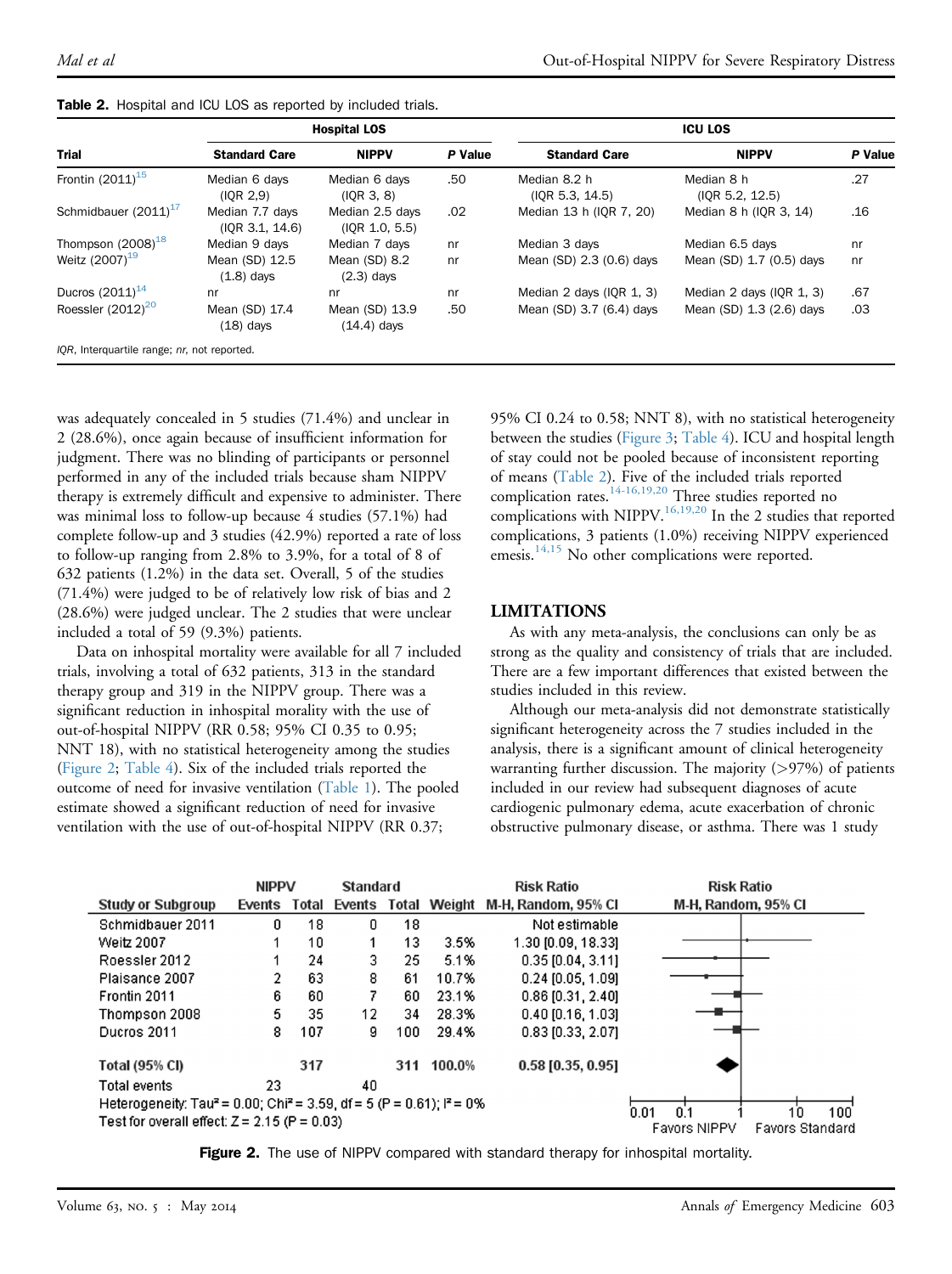**Table 2.** Hospital and ICU LOS as reported by included trials.

| Trial | Hospital LOS | | | ICU LOS | | |
|---|---|---|---|---|---|---|
| | Standard Care | NIPPV | *P* Value | Standard Care | NIPPV | *P* Value |
| Frontin (2011)[15] | Median 6 days (IQR 2,9) | Median 6 days (IQR 3, 8) | .50 | Median 8.2 h (IQR 5.3, 14.5) | Median 8 h (IQR 5.2, 12.5) | .27 |
| Schmidbauer (2011)[17] | Median 7.7 days (IQR 3.1, 14.6) | Median 2.5 days (IQR 1.0, 5.5) | .02 | Median 13 h (IQR 7, 20) | Median 8 h (IQR 3, 14) | .16 |
| Thompson (2008)[18] | Median 9 days | Median 7 days | nr | Median 3 days | Median 6.5 days | nr |
| Weitz (2007)[19] | Mean (SD) 12.5 (1.8) days | Mean (SD) 8.2 (2.3) days | nr | Mean (SD) 2.3 (0.6) days | Mean (SD) 1.7 (0.5) days | nr |
| Ducros (2011)[14] | nr | nr | nr | Median 2 days (IQR 1, 3) | Median 2 days (IQR 1, 3) | .67 |
| Roessler (2012)[20] | Mean (SD) 17.4 (18) days | Mean (SD) 13.9 (14.4) days | .50 | Mean (SD) 3.7 (6.4) days | Mean (SD) 1.3 (2.6) days | .03 |

*IQR*, Interquartile range; *nr*, not reported.

was adequately concealed in 5 studies (71.4%) and unclear in 2 (28.6%), once again because of insufficient information for judgment. There was no blinding of participants or personnel performed in any of the included trials because sham NIPPV therapy is extremely difficult and expensive to administer. There was minimal loss to follow-up because 4 studies (57.1%) had complete follow-up and 3 studies (42.9%) reported a rate of loss to follow-up ranging from 2.8% to 3.9%, for a total of 8 of 632 patients (1.2%) in the data set. Overall, 5 of the studies (71.4%) were judged to be of relatively low risk of bias and 2 (28.6%) were judged unclear. The 2 studies that were unclear included a total of 59 (9.3%) patients.

Data on inhospital mortality were available for all 7 included trials, involving a total of 632 patients, 313 in the standard therapy group and 319 in the NIPPV group. There was a significant reduction in inhospital morality with the use of out-of-hospital NIPPV (RR 0.58; 95% CI 0.35 to 0.95; NNT 18), with no statistical heterogeneity among the studies (Figure 2; Table 4). Six of the included trials reported the outcome of need for invasive ventilation (Table 1). The pooled estimate showed a significant reduction of need for invasive ventilation with the use of out-of-hospital NIPPV (RR 0.37; 95% CI 0.24 to 0.58; NNT 8), with no statistical heterogeneity between the studies (Figure 3; Table 4). ICU and hospital length of stay could not be pooled because of inconsistent reporting of means (Table 2). Five of the included trials reported complication rates.[14-16,19,20] Three studies reported no complications with NIPPV.[16,19,20] In the 2 studies that reported complications, 3 patients (1.0%) receiving NIPPV experienced emesis.[14,15] No other complications were reported.

## LIMITATIONS

As with any meta-analysis, the conclusions can only be as strong as the quality and consistency of trials that are included. There are a few important differences that existed between the studies included in this review.

Although our meta-analysis did not demonstrate statistically significant heterogeneity across the 7 studies included in the analysis, there is a significant amount of clinical heterogeneity warranting further discussion. The majority (>97%) of patients included in our review had subsequent diagnoses of acute cardiogenic pulmonary edema, acute exacerbation of chronic obstructive pulmonary disease, or asthma. There was 1 study

| Study or Subgroup | NIPPV Events | NIPPV Total | Standard Events | Standard Total | Weight | Risk Ratio M-H, Random, 95% CI |
|---|---|---|---|---|---|---|
| Schmidbauer 2011 | 0 | 18 | 0 | 18 | | Not estimable |
| Weitz 2007 | 1 | 10 | 1 | 13 | 3.5% | 1.30 [0.09, 18.33] |
| Roessler 2012 | 1 | 24 | 3 | 25 | 5.1% | 0.35 [0.04, 3.11] |
| Plaisance 2007 | 2 | 63 | 8 | 61 | 10.7% | 0.24 [0.05, 1.09] |
| Frontin 2011 | 6 | 60 | 7 | 60 | 23.1% | 0.86 [0.31, 2.40] |
| Thompson 2008 | 5 | 35 | 12 | 34 | 28.3% | 0.40 [0.16, 1.03] |
| Ducros 2011 | 8 | 107 | 9 | 100 | 29.4% | 0.83 [0.33, 2.07] |
| **Total (95% CI)** | | **317** | | **311** | **100.0%** | **0.58 [0.35, 0.95]** |
| Total events | 23 | | 40 | | | |

Heterogeneity: Tau² = 0.00; Chi² = 3.59, df = 5 (P = 0.61); I² = 0%
Test for overall effect: Z = 2.15 (P = 0.03)

Favors NIPPV | Favors Standard

**Figure 2.** The use of NIPPV compared with standard therapy for inhospital mortality.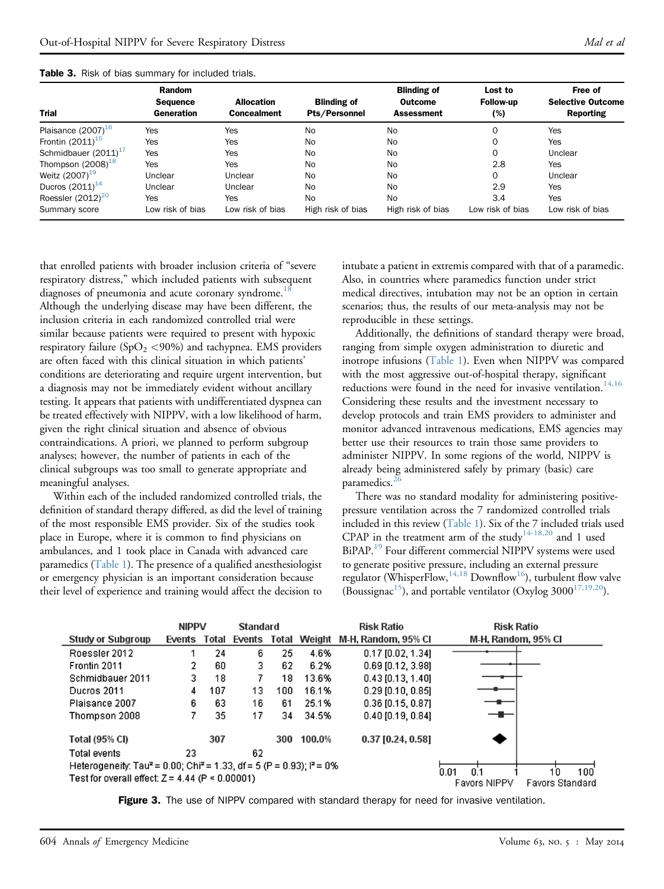**Table 3.** Risk of bias summary for included trials.

| Trial | Random Sequence Generation | Allocation Concealment | Blinding of Pts/Personnel | Blinding of Outcome Assessment | Lost to Follow-up (%) | Free of Selective Outcome Reporting |
|---|---|---|---|---|---|---|
| Plaisance (2007)[16] | Yes | Yes | No | No | 0 | Yes |
| Frontin (2011)[15] | Yes | Yes | No | No | 0 | Yes |
| Schmidbauer (2011)[17] | Yes | Yes | No | No | 0 | Unclear |
| Thompson (2008)[18] | Yes | Yes | No | No | 2.8 | Yes |
| Weitz (2007)[19] | Unclear | Unclear | No | No | 0 | Unclear |
| Ducros (2011)[14] | Unclear | Unclear | No | No | 2.9 | Yes |
| Roessler (2012)[20] | Yes | Yes | No | No | 3.4 | Yes |
| Summary score | Low risk of bias | Low risk of bias | High risk of bias | High risk of bias | Low risk of bias | Low risk of bias |

that enrolled patients with broader inclusion criteria of "severe respiratory distress," which included patients with subsequent diagnoses of pneumonia and acute coronary syndrome.[18] Although the underlying disease may have been different, the inclusion criteria in each randomized controlled trial were similar because patients were required to present with hypoxic respiratory failure ($SpO_2$ <90%) and tachypnea. EMS providers are often faced with this clinical situation in which patients' conditions are deteriorating and require urgent intervention, but a diagnosis may not be immediately evident without ancillary testing. It appears that patients with undifferentiated dyspnea can be treated effectively with NIPPV, with a low likelihood of harm, given the right clinical situation and absence of obvious contraindications. A priori, we planned to perform subgroup analyses; however, the number of patients in each of the clinical subgroups was too small to generate appropriate and meaningful analyses.

Within each of the included randomized controlled trials, the definition of standard therapy differed, as did the level of training of the most responsible EMS provider. Six of the studies took place in Europe, where it is common to find physicians on ambulances, and 1 took place in Canada with advanced care paramedics (Table 1). The presence of a qualified anesthesiologist or emergency physician is an important consideration because their level of experience and training would affect the decision to intubate a patient in extremis compared with that of a paramedic. Also, in countries where paramedics function under strict medical directives, intubation may not be an option in certain scenarios; thus, the results of our meta-analysis may not be reproducible in these settings.

Additionally, the definitions of standard therapy were broad, ranging from simple oxygen administration to diuretic and inotrope infusions (Table 1). Even when NIPPV was compared with the most aggressive out-of-hospital therapy, significant reductions were found in the need for invasive ventilation.[14,16] Considering these results and the investment necessary to develop protocols and train EMS providers to administer and monitor advanced intravenous medications, EMS agencies may better use their resources to train those same providers to administer NIPPV. In some regions of the world, NIPPV is already being administered safely by primary (basic) care paramedics.[26]

There was no standard modality for administering positive-pressure ventilation across the 7 randomized controlled trials included in this review (Table 1). Six of the 7 included trials used CPAP in the treatment arm of the study[14-18,20] and 1 used BiPAP.[19] Four different commercial NIPPV systems were used to generate positive pressure, including an external pressure regulator (WhisperFlow,[14,18] Downflow[16]), turbulent flow valve (Boussignac[15]), and portable ventilator (Oxylog 3000[17,19,20]).

| Study or Subgroup | NIPPV Events | NIPPV Total | Standard Events | Standard Total | Weight | Risk Ratio M-H, Random, 95% CI |
|---|---|---|---|---|---|---|
| Roessler 2012 | 1 | 24 | 6 | 25 | 4.6% | 0.17 [0.02, 1.34] |
| Frontin 2011 | 2 | 60 | 3 | 62 | 6.2% | 0.69 [0.12, 3.98] |
| Schmidbauer 2011 | 3 | 18 | 7 | 18 | 13.6% | 0.43 [0.13, 1.40] |
| Ducros 2011 | 4 | 107 | 13 | 100 | 16.1% | 0.29 [0.10, 0.85] |
| Plaisance 2007 | 6 | 63 | 16 | 61 | 25.1% | 0.36 [0.15, 0.87] |
| Thompson 2008 | 7 | 35 | 17 | 34 | 34.5% | 0.40 [0.19, 0.84] |
| **Total (95% CI)** | | 307 | | 300 | 100.0% | 0.37 [0.24, 0.58] |
| Total events | 23 | | 62 | | | |

Heterogeneity: $Tau^2 = 0.00$; $Chi^2 = 1.33$, df = 5 (P = 0.93); $I^2 = 0\%$
Test for overall effect: Z = 4.44 (P < 0.00001)

Risk Ratio M-H, Random, 95% CI: 0.01 0.1 1 10 100 — Favors NIPPV / Favors Standard

**Figure 3.** The use of NIPPV compared with standard therapy for need for invasive ventilation.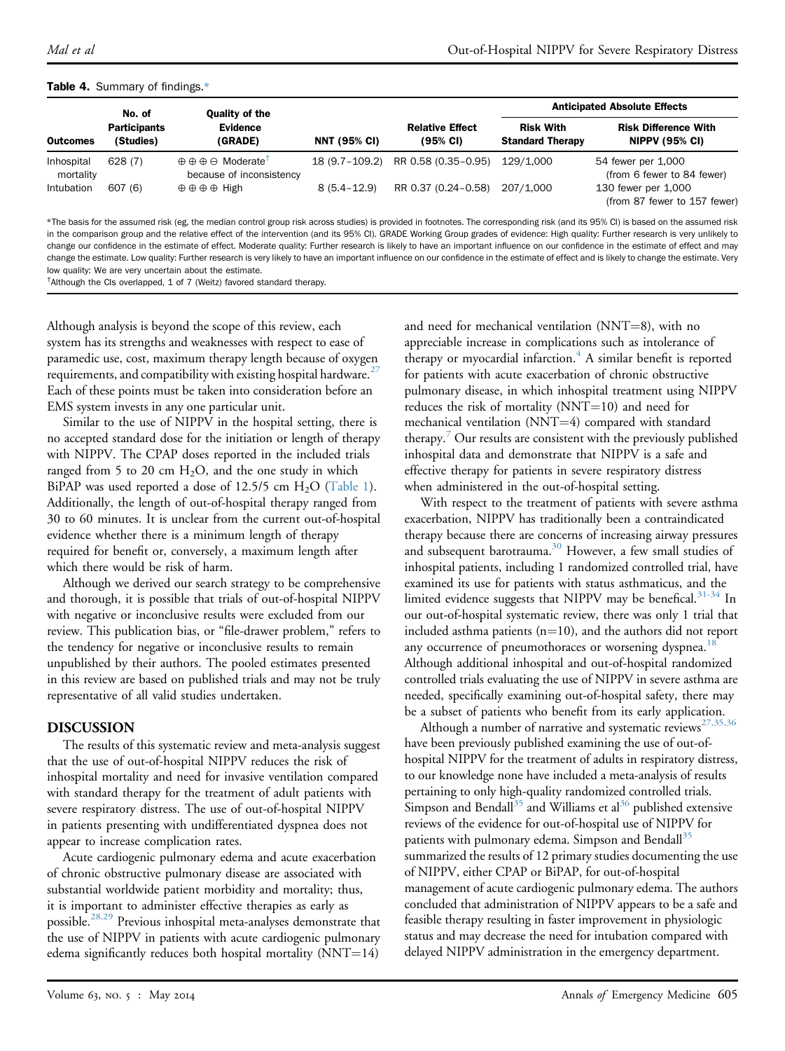**Table 4.** Summary of findings.*

| Outcomes | No. of Participants (Studies) | Quality of the Evidence (GRADE) | NNT (95% CI) | Relative Effect (95% CI) | Anticipated Absolute Effects | |
|---|---|---|---|---|---|---|
| | | | | | Risk With Standard Therapy | Risk Difference With NIPPV (95% CI) |
| Inhospital mortality | 628 (7) | ⊕⊕⊕⊖ Moderate† because of inconsistency | 18 (9.7–109.2) | RR 0.58 (0.35–0.95) | 129/1,000 | 54 fewer per 1,000 (from 6 fewer to 84 fewer) |
| Intubation | 607 (6) | ⊕⊕⊕⊕ High | 8 (5.4–12.9) | RR 0.37 (0.24–0.58) | 207/1,000 | 130 fewer per 1,000 (from 87 fewer to 157 fewer) |

*The basis for the assumed risk (eg, the median control group risk across studies) is provided in footnotes. The corresponding risk (and its 95% CI) is based on the assumed risk in the comparison group and the relative effect of the intervention (and its 95% CI). GRADE Working Group grades of evidence: High quality: Further research is very unlikely to change our confidence in the estimate of effect. Moderate quality: Further research is likely to have an important influence on our confidence in the estimate of effect and may change the estimate. Low quality: Further research is very likely to have an important influence on our confidence in the estimate of effect and is likely to change the estimate. Very low quality: We are very uncertain about the estimate.

†Although the CIs overlapped, 1 of 7 (Weitz) favored standard therapy.

Although analysis is beyond the scope of this review, each system has its strengths and weaknesses with respect to ease of paramedic use, cost, maximum therapy length because of oxygen requirements, and compatibility with existing hospital hardware.[27] Each of these points must be taken into consideration before an EMS system invests in any one particular unit.

Similar to the use of NIPPV in the hospital setting, there is no accepted standard dose for the initiation or length of therapy with NIPPV. The CPAP doses reported in the included trials ranged from 5 to 20 cm $H_2O$, and the one study in which BiPAP was used reported a dose of 12.5/5 cm $H_2O$ (Table 1). Additionally, the length of out-of-hospital therapy ranged from 30 to 60 minutes. It is unclear from the current out-of-hospital evidence whether there is a minimum length of therapy required for benefit or, conversely, a maximum length after which there would be risk of harm.

Although we derived our search strategy to be comprehensive and thorough, it is possible that trials of out-of-hospital NIPPV with negative or inconclusive results were excluded from our review. This publication bias, or "file-drawer problem," refers to the tendency for negative or inconclusive results to remain unpublished by their authors. The pooled estimates presented in this review are based on published trials and may not be truly representative of all valid studies undertaken.

## DISCUSSION

The results of this systematic review and meta-analysis suggest that the use of out-of-hospital NIPPV reduces the risk of inhospital mortality and need for invasive ventilation compared with standard therapy for the treatment of adult patients with severe respiratory distress. The use of out-of-hospital NIPPV in patients presenting with undifferentiated dyspnea does not appear to increase complication rates.

Acute cardiogenic pulmonary edema and acute exacerbation of chronic obstructive pulmonary disease are associated with substantial worldwide patient morbidity and mortality; thus, it is important to administer effective therapies as early as possible.[28,29] Previous inhospital meta-analyses demonstrate that the use of NIPPV in patients with acute cardiogenic pulmonary edema significantly reduces both hospital mortality (NNT=14) and need for mechanical ventilation (NNT=8), with no appreciable increase in complications such as intolerance of therapy or myocardial infarction.[4] A similar benefit is reported for patients with acute exacerbation of chronic obstructive pulmonary disease, in which inhospital treatment using NIPPV reduces the risk of mortality (NNT=10) and need for mechanical ventilation (NNT=4) compared with standard therapy.[7] Our results are consistent with the previously published inhospital data and demonstrate that NIPPV is a safe and effective therapy for patients in severe respiratory distress when administered in the out-of-hospital setting.

With respect to the treatment of patients with severe asthma exacerbation, NIPPV has traditionally been a contraindicated therapy because there are concerns of increasing airway pressures and subsequent barotrauma.[30] However, a few small studies of inhospital patients, including 1 randomized controlled trial, have examined its use for patients with status asthmaticus, and the limited evidence suggests that NIPPV may be benefical.[31-34] In our out-of-hospital systematic review, there was only 1 trial that included asthma patients (n=10), and the authors did not report any occurrence of pneumothoraces or worsening dyspnea.[18] Although additional inhospital and out-of-hospital randomized controlled trials evaluating the use of NIPPV in severe asthma are needed, specifically examining out-of-hospital safety, there may be a subset of patients who benefit from its early application.

Although a number of narrative and systematic reviews[27,35,36] have been previously published examining the use of out-of-hospital NIPPV for the treatment of adults in respiratory distress, to our knowledge none have included a meta-analysis of results pertaining to only high-quality randomized controlled trials. Simpson and Bendall[35] and Williams et al[36] published extensive reviews of the evidence for out-of-hospital use of NIPPV for patients with pulmonary edema. Simpson and Bendall[35] summarized the results of 12 primary studies documenting the use of NIPPV, either CPAP or BiPAP, for out-of-hospital management of acute cardiogenic pulmonary edema. The authors concluded that administration of NIPPV appears to be a safe and feasible therapy resulting in faster improvement in physiologic status and may decrease the need for intubation compared with delayed NIPPV administration in the emergency department.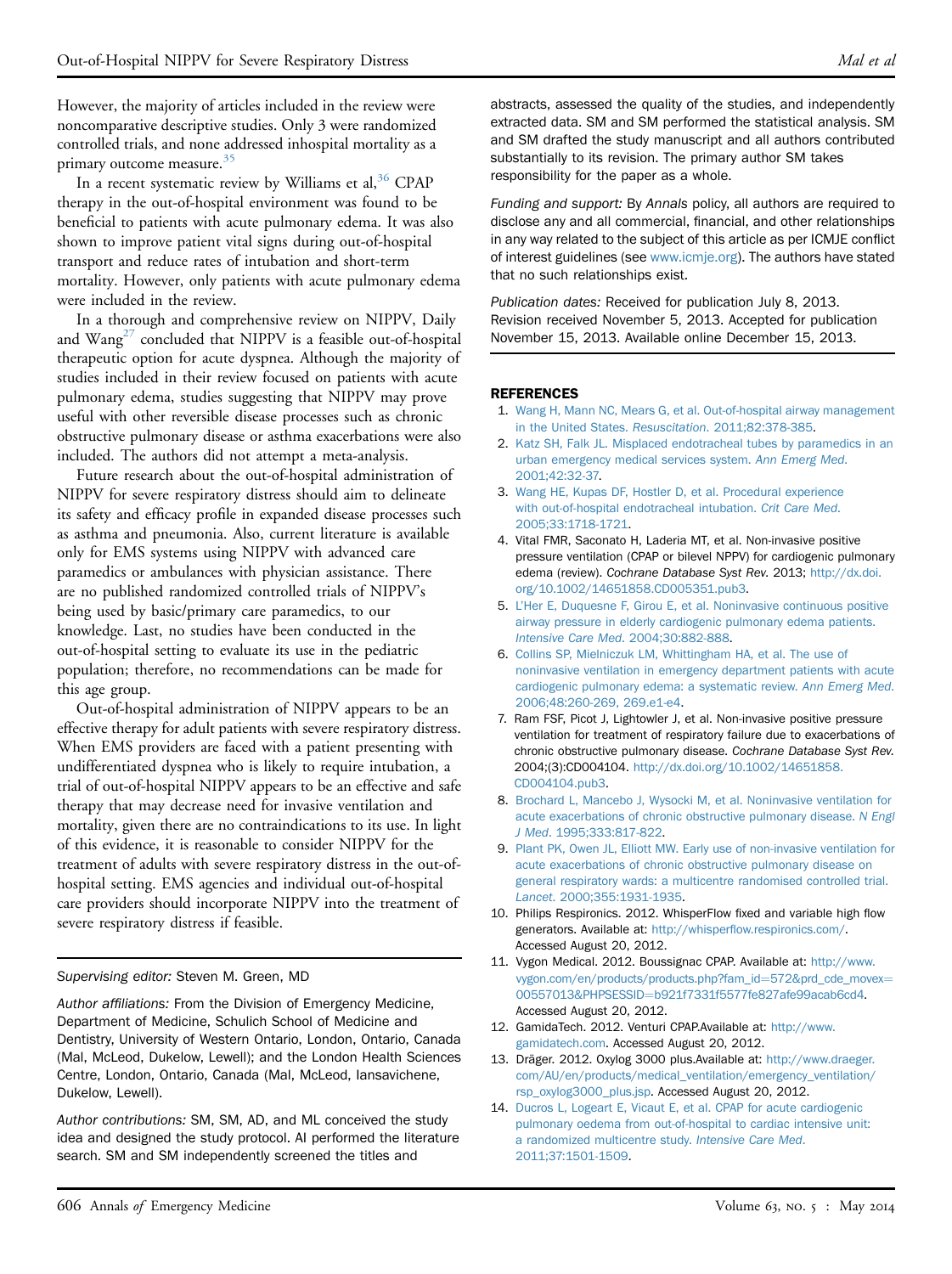However, the majority of articles included in the review were noncomparative descriptive studies. Only 3 were randomized controlled trials, and none addressed inhospital mortality as a primary outcome measure.[35]

In a recent systematic review by Williams et al,[36] CPAP therapy in the out-of-hospital environment was found to be beneficial to patients with acute pulmonary edema. It was also shown to improve patient vital signs during out-of-hospital transport and reduce rates of intubation and short-term mortality. However, only patients with acute pulmonary edema were included in the review.

In a thorough and comprehensive review on NIPPV, Daily and Wang[27] concluded that NIPPV is a feasible out-of-hospital therapeutic option for acute dyspnea. Although the majority of studies included in their review focused on patients with acute pulmonary edema, studies suggesting that NIPPV may prove useful with other reversible disease processes such as chronic obstructive pulmonary disease or asthma exacerbations were also included. The authors did not attempt a meta-analysis.

Future research about the out-of-hospital administration of NIPPV for severe respiratory distress should aim to delineate its safety and efficacy profile in expanded disease processes such as asthma and pneumonia. Also, current literature is available only for EMS systems using NIPPV with advanced care paramedics or ambulances with physician assistance. There are no published randomized controlled trials of NIPPV's being used by basic/primary care paramedics, to our knowledge. Last, no studies have been conducted in the out-of-hospital setting to evaluate its use in the pediatric population; therefore, no recommendations can be made for this age group.

Out-of-hospital administration of NIPPV appears to be an effective therapy for adult patients with severe respiratory distress. When EMS providers are faced with a patient presenting with undifferentiated dyspnea who is likely to require intubation, a trial of out-of-hospital NIPPV appears to be an effective and safe therapy that may decrease need for invasive ventilation and mortality, given there are no contraindications to its use. In light of this evidence, it is reasonable to consider NIPPV for the treatment of adults with severe respiratory distress in the out-of-hospital setting. EMS agencies and individual out-of-hospital care providers should incorporate NIPPV into the treatment of severe respiratory distress if feasible.

*Supervising editor:* Steven M. Green, MD

*Author affiliations:* From the Division of Emergency Medicine, Department of Medicine, Schulich School of Medicine and Dentistry, University of Western Ontario, London, Ontario, Canada (Mal, McLeod, Dukelow, Lewell); and the London Health Sciences Centre, London, Ontario, Canada (Mal, McLeod, Iansavichene, Dukelow, Lewell).

*Author contributions:* SM, SM, AD, and ML conceived the study idea and designed the study protocol. AI performed the literature search. SM and SM independently screened the titles and abstracts, assessed the quality of the studies, and independently extracted data. SM and SM performed the statistical analysis. SM and SM drafted the study manuscript and all authors contributed substantially to its revision. The primary author SM takes responsibility for the paper as a whole.

*Funding and support:* By *Annals* policy, all authors are required to disclose any and all commercial, financial, and other relationships in any way related to the subject of this article as per ICMJE conflict of interest guidelines (see www.icmje.org). The authors have stated that no such relationships exist.

*Publication dates:* Received for publication July 8, 2013. Revision received November 5, 2013. Accepted for publication November 15, 2013. Available online December 15, 2013.

## REFERENCES

1. Wang H, Mann NC, Mears G, et al. Out-of-hospital airway management in the United States. *Resuscitation*. 2011;82:378-385.
2. Katz SH, Falk JL. Misplaced endotracheal tubes by paramedics in an urban emergency medical services system. *Ann Emerg Med*. 2001;42:32-37.
3. Wang HE, Kupas DF, Hostler D, et al. Procedural experience with out-of-hospital endotracheal intubation. *Crit Care Med*. 2005;33:1718-1721.
4. Vital FMR, Saconato H, Laderia MT, et al. Non-invasive positive pressure ventilation (CPAP or bilevel NPPV) for cardiogenic pulmonary edema (review). *Cochrane Database Syst Rev*. 2013; http://dx.doi.org/10.1002/14651858.CD005351.pub3.
5. L'Her E, Duquesne F, Girou E, et al. Noninvasive continuous positive airway pressure in elderly cardiogenic pulmonary edema patients. *Intensive Care Med*. 2004;30:882-888.
6. Collins SP, Mielniczuk LM, Whittingham HA, et al. The use of noninvasive ventilation in emergency department patients with acute cardiogenic pulmonary edema: a systematic review. *Ann Emerg Med*. 2006;48:260-269, 269.e1-e4.
7. Ram FSF, Picot J, Lightowler J, et al. Non-invasive positive pressure ventilation for treatment of respiratory failure due to exacerbations of chronic obstructive pulmonary disease. *Cochrane Database Syst Rev*. 2004;(3):CD004104. http://dx.doi.org/10.1002/14651858.CD004104.pub3.
8. Brochard L, Mancebo J, Wysocki M, et al. Noninvasive ventilation for acute exacerbations of chronic obstructive pulmonary disease. *N Engl J Med*. 1995;333:817-822.
9. Plant PK, Owen JL, Elliott MW. Early use of non-invasive ventilation for acute exacerbations of chronic obstructive pulmonary disease on general respiratory wards: a multicentre randomised controlled trial. *Lancet*. 2000;355:1931-1935.
10. Philips Respironics. 2012. WhisperFlow fixed and variable high flow generators. Available at: http://whisperflow.respironics.com/. Accessed August 20, 2012.
11. Vygon Medical. 2012. Boussignac CPAP. Available at: http://www.vygon.com/en/products/products.php?fam_id=572&prd_cde_movex=00557013&PHPSESSID=b921f7331f5577fe827afe99acab6cd4. Accessed August 20, 2012.
12. GamidaTech. 2012. Venturi CPAP.Available at: http://www.gamidatech.com. Accessed August 20, 2012.
13. Dräger. 2012. Oxylog 3000 plus.Available at: http://www.draeger.com/AU/en/products/medical_ventilation/emergency_ventilation/rsp_oxylog3000_plus.jsp. Accessed August 20, 2012.
14. Ducros L, Logeart E, Vicaut E, et al. CPAP for acute cardiogenic pulmonary oedema from out-of-hospital to cardiac intensive unit: a randomized multicentre study. *Intensive Care Med*. 2011;37:1501-1509.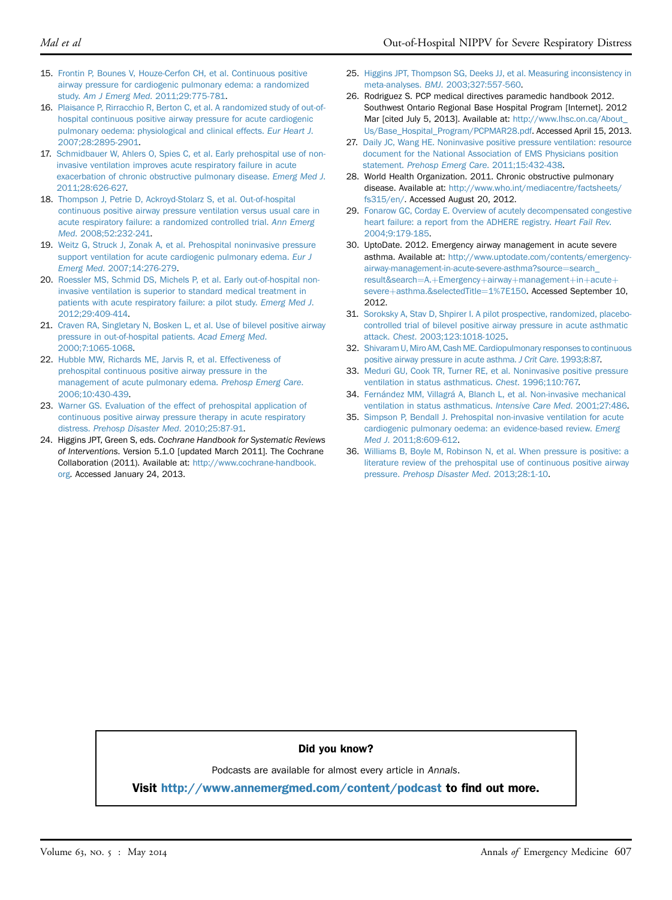15. Frontin P, Bounes V, Houze-Cerfon CH, et al. Continuous positive airway pressure for cardiogenic pulmonary edema: a randomized study. *Am J Emerg Med*. 2011;29:775-781.
16. Plaisance P, Pirracchio R, Berton C, et al. A randomized study of out-of-hospital continuous positive airway pressure for acute cardiogenic pulmonary oedema: physiological and clinical effects. *Eur Heart J*. 2007;28:2895-2901.
17. Schmidbauer W, Ahlers O, Spies C, et al. Early prehospital use of non-invasive ventilation improves acute respiratory failure in acute exacerbation of chronic obstructive pulmonary disease. *Emerg Med J*. 2011;28:626-627.
18. Thompson J, Petrie D, Ackroyd-Stolarz S, et al. Out-of-hospital continuous positive airway pressure ventilation versus usual care in acute respiratory failure: a randomized controlled trial. *Ann Emerg Med*. 2008;52:232-241.
19. Weitz G, Struck J, Zonak A, et al. Prehospital noninvasive pressure support ventilation for acute cardiogenic pulmonary edema. *Eur J Emerg Med*. 2007;14:276-279.
20. Roessler MS, Schmid DS, Michels P, et al. Early out-of-hospital non-invasive ventilation is superior to standard medical treatment in patients with acute respiratory failure: a pilot study. *Emerg Med J*. 2012;29:409-414.
21. Craven RA, Singletary N, Bosken L, et al. Use of bilevel positive airway pressure in out-of-hospital patients. *Acad Emerg Med*. 2000;7:1065-1068.
22. Hubble MW, Richards ME, Jarvis R, et al. Effectiveness of prehospital continuous positive airway pressure in the management of acute pulmonary edema. *Prehosp Emerg Care*. 2006;10:430-439.
23. Warner GS. Evaluation of the effect of prehospital application of continuous positive airway pressure therapy in acute respiratory distress. *Prehosp Disaster Med*. 2010;25:87-91.
24. Higgins JPT, Green S, eds. *Cochrane Handbook for Systematic Reviews of Interventions*. Version 5.1.0 [updated March 2011]. The Cochrane Collaboration (2011). Available at: http://www.cochrane-handbook.org. Accessed January 24, 2013.
25. Higgins JPT, Thompson SG, Deeks JJ, et al. Measuring inconsistency in meta-analyses. *BMJ*. 2003;327:557-560.
26. Rodriguez S. PCP medical directives paramedic handbook 2012. Southwest Ontario Regional Base Hospital Program [Internet]. 2012 Mar [cited July 5, 2013]. Available at: http://www.lhsc.on.ca/About_Us/Base_Hospital_Program/PCPMAR28.pdf. Accessed April 15, 2013.
27. Daily JC, Wang HE. Noninvasive positive pressure ventilation: resource document for the National Association of EMS Physicians position statement. *Prehosp Emerg Care*. 2011;15:432-438.
28. World Health Organization. 2011. Chronic obstructive pulmonary disease. Available at: http://www.who.int/mediacentre/factsheets/fs315/en/. Accessed August 20, 2012.
29. Fonarow GC, Corday E. Overview of acutely decompensated congestive heart failure: a report from the ADHERE registry. *Heart Fail Rev*. 2004;9:179-185.
30. UptoDate. 2012. Emergency airway management in acute severe asthma. Available at: http://www.uptodate.com/contents/emergency-airway-management-in-acute-severe-asthma?source=search_result&search=A.+Emergency+airway+management+in+acute+severe+asthma.&selectedTitle=1%7E150. Accessed September 10, 2012.
31. Soroksky A, Stav D, Shpirer I. A pilot prospective, randomized, placebo-controlled trial of bilevel positive airway pressure in acute asthmatic attack. *Chest*. 2003;123:1018-1025.
32. Shivaram U, Miro AM, Cash ME. Cardiopulmonary responses to continuous positive airway pressure in acute asthma. *J Crit Care*. 1993;8:87.
33. Meduri GU, Cook TR, Turner RE, et al. Noninvasive positive pressure ventilation in status asthmaticus. *Chest*. 1996;110:767.
34. Fernández MM, Villagrá A, Blanch L, et al. Non-invasive mechanical ventilation in status asthmaticus. *Intensive Care Med*. 2001;27:486.
35. Simpson P, Bendall J. Prehospital non-invasive ventilation for acute cardiogenic pulmonary oedema: an evidence-based review. *Emerg Med J*. 2011;8:609-612.
36. Williams B, Boyle M, Robinson N, et al. When pressure is positive: a literature review of the prehospital use of continuous positive airway pressure. *Prehosp Disaster Med*. 2013;28:1-10.

**Did you know?**

Podcasts are available for almost every article in *Annals*.

**Visit http://www.annemergmed.com/content/podcast to find out more.**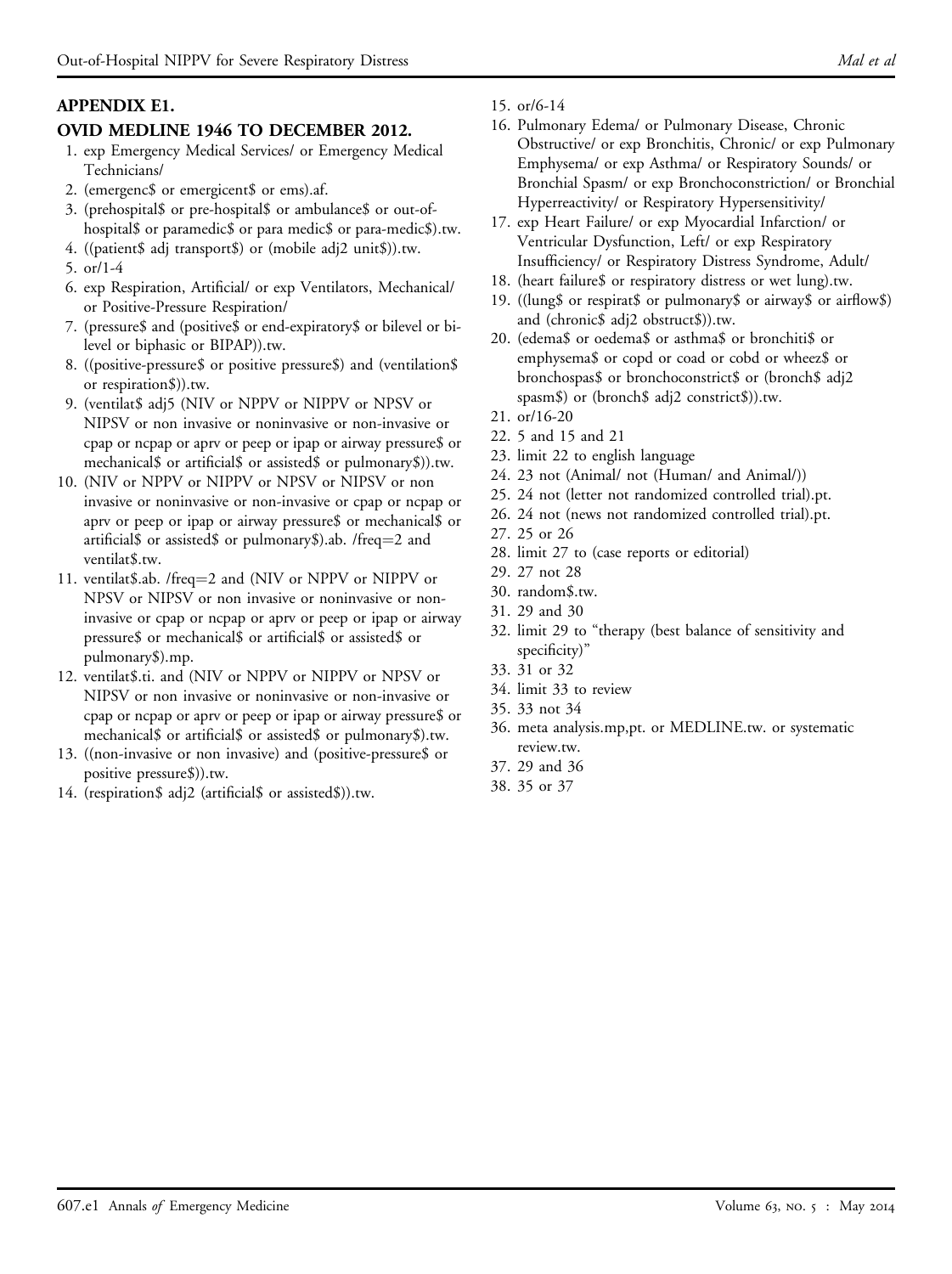## APPENDIX E1.

### OVID MEDLINE 1946 TO DECEMBER 2012.

1. exp Emergency Medical Services/ or Emergency Medical Technicians/
2. (emergenc$ or emergicent$ or ems).af.
3. (prehospital$ or pre-hospital$ or ambulance$ or out-of-hospital$ or paramedic$ or para medic$ or para-medic$).tw.
4. ((patient$ adj transport$) or (mobile adj2 unit$)).tw.
5. or/1-4
6. exp Respiration, Artificial/ or exp Ventilators, Mechanical/ or Positive-Pressure Respiration/
7. (pressure$ and (positive$ or end-expiratory$ or bilevel or bi-level or biphasic or BIPAP)).tw.
8. ((positive-pressure$ or positive pressure$) and (ventilation$ or respiration$)).tw.
9. (ventilat$ adj5 (NIV or NPPV or NIPPV or NPSV or NIPSV or non invasive or noninvasive or non-invasive or cpap or ncpap or aprv or peep or ipap or airway pressure$ or mechanical$ or artificial$ or assisted$ or pulmonary$)).tw.
10. (NIV or NPPV or NIPPV or NPSV or NIPSV or non invasive or noninvasive or non-invasive or cpap or ncpap or aprv or peep or ipap or airway pressure$ or mechanical$ or artificial$ or assisted$ or pulmonary$).ab. /freq=2 and ventilat$.tw.
11. ventilat$.ab. /freq=2 and (NIV or NPPV or NIPPV or NPSV or NIPSV or non invasive or noninvasive or non-invasive or cpap or ncpap or aprv or peep or ipap or airway pressure$ or mechanical$ or artificial$ or assisted$ or pulmonary$).mp.
12. ventilat$.ti. and (NIV or NPPV or NIPPV or NPSV or NIPSV or non invasive or noninvasive or non-invasive or cpap or ncpap or aprv or peep or ipap or airway pressure$ or mechanical$ or artificial$ or assisted$ or pulmonary$).tw.
13. ((non-invasive or non invasive) and (positive-pressure$ or positive pressure$)).tw.
14. (respiration$ adj2 (artificial$ or assisted$)).tw.
15. or/6-14
16. Pulmonary Edema/ or Pulmonary Disease, Chronic Obstructive/ or exp Bronchitis, Chronic/ or exp Pulmonary Emphysema/ or exp Asthma/ or Respiratory Sounds/ or Bronchial Spasm/ or exp Bronchoconstriction/ or Bronchial Hyperreactivity/ or Respiratory Hypersensitivity/
17. exp Heart Failure/ or exp Myocardial Infarction/ or Ventricular Dysfunction, Left/ or exp Respiratory Insufficiency/ or Respiratory Distress Syndrome, Adult/
18. (heart failure$ or respiratory distress or wet lung).tw.
19. ((lung$ or respirat$ or pulmonary$ or airway$ or airflow$) and (chronic$ adj2 obstruct$)).tw.
20. (edema$ or oedema$ or asthma$ or bronchiti$ or emphysema$ or copd or coad or cobd or wheez$ or bronchospas$ or bronchoconstrict$ or (bronch$ adj2 spasm$) or (bronch$ adj2 constrict$)).tw.
21. or/16-20
22. 5 and 15 and 21
23. limit 22 to english language
24. 23 not (Animal/ not (Human/ and Animal/))
25. 24 not (letter not randomized controlled trial).pt.
26. 24 not (news not randomized controlled trial).pt.
27. 25 or 26
28. limit 27 to (case reports or editorial)
29. 27 not 28
30. random$.tw.
31. 29 and 30
32. limit 29 to "therapy (best balance of sensitivity and specificity)"
33. 31 or 32
34. limit 33 to review
35. 33 not 34
36. meta analysis.mp,pt. or MEDLINE.tw. or systematic review.tw.
37. 29 and 36
38. 35 or 37